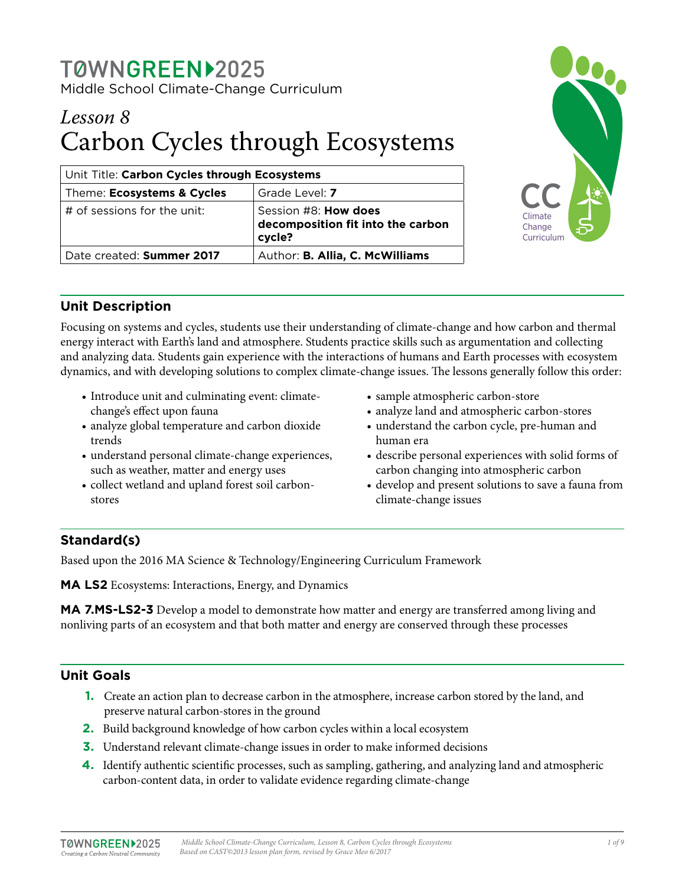# TØWNGREEN▸2025

Middle School Climate-Change Curriculum

## *Lesson 8*
## Carbon Cycles through Ecosystems

| Unit Title: **Carbon Cycles through Ecosystems** | |
|---|---|
| Theme: **Ecosystems & Cycles** | Grade Level: **7** |
| # of sessions for the unit: | Session #8: **How does decomposition fit into the carbon cycle?** |
| Date created: **Summer 2017** | Author: **B. Allia, C. McWilliams** |

CC Climate Change Curriculum

## Unit Description

Focusing on systems and cycles, students use their understanding of climate-change and how carbon and thermal energy interact with Earth's land and atmosphere. Students practice skills such as argumentation and collecting and analyzing data. Students gain experience with the interactions of humans and Earth processes with ecosystem dynamics, and with developing solutions to complex climate-change issues. The lessons generally follow this order:

- Introduce unit and culminating event: climate-change's effect upon fauna
- analyze global temperature and carbon dioxide trends
- understand personal climate-change experiences, such as weather, matter and energy uses
- collect wetland and upland forest soil carbon-stores
- sample atmospheric carbon-store
- analyze land and atmospheric carbon-stores
- understand the carbon cycle, pre-human and human era
- describe personal experiences with solid forms of carbon changing into atmospheric carbon
- develop and present solutions to save a fauna from climate-change issues

## Standard(s)

Based upon the 2016 MA Science & Technology/Engineering Curriculum Framework

**MA LS2** Ecosystems: Interactions, Energy, and Dynamics

**MA 7.MS-LS2-3** Develop a model to demonstrate how matter and energy are transferred among living and nonliving parts of an ecosystem and that both matter and energy are conserved through these processes

## Unit Goals

1. Create an action plan to decrease carbon in the atmosphere, increase carbon stored by the land, and preserve natural carbon-stores in the ground
2. Build background knowledge of how carbon cycles within a local ecosystem
3. Understand relevant climate-change issues in order to make informed decisions
4. Identify authentic scientific processes, such as sampling, gathering, and analyzing land and atmospheric carbon-content data, in order to validate evidence regarding climate-change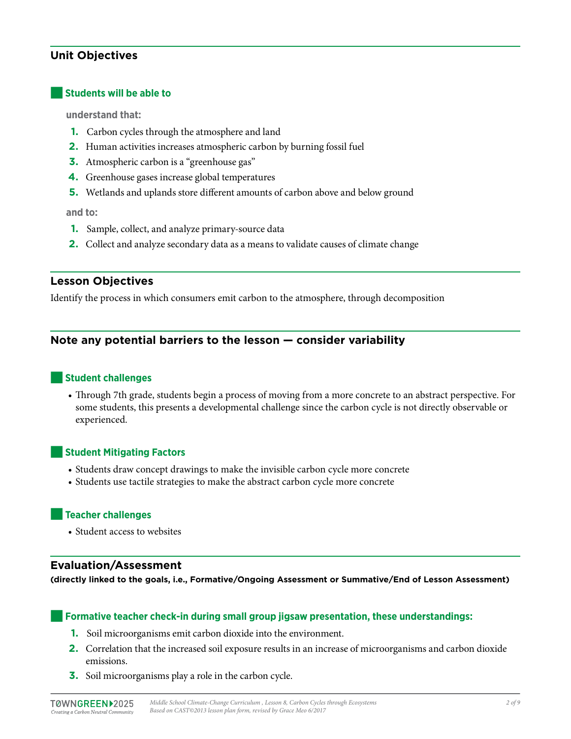## Unit Objectives

### Students will be able to

**understand that:**

1. Carbon cycles through the atmosphere and land
2. Human activities increases atmospheric carbon by burning fossil fuel
3. Atmospheric carbon is a "greenhouse gas"
4. Greenhouse gases increase global temperatures
5. Wetlands and uplands store different amounts of carbon above and below ground

**and to:**

1. Sample, collect, and analyze primary-source data
2. Collect and analyze secondary data as a means to validate causes of climate change

## Lesson Objectives

Identify the process in which consumers emit carbon to the atmosphere, through decomposition

## Note any potential barriers to the lesson — consider variability

### Student challenges

- Through 7th grade, students begin a process of moving from a more concrete to an abstract perspective. For some students, this presents a developmental challenge since the carbon cycle is not directly observable or experienced.

### Student Mitigating Factors

- Students draw concept drawings to make the invisible carbon cycle more concrete
- Students use tactile strategies to make the abstract carbon cycle more concrete

### Teacher challenges

- Student access to websites

## Evaluation/Assessment

**(directly linked to the goals, i.e., Formative/Ongoing Assessment or Summative/End of Lesson Assessment)**

### Formative teacher check-in during small group jigsaw presentation, these understandings:

1. Soil microorganisms emit carbon dioxide into the environment.
2. Correlation that the increased soil exposure results in an increase of microorganisms and carbon dioxide emissions.
3. Soil microorganisms play a role in the carbon cycle.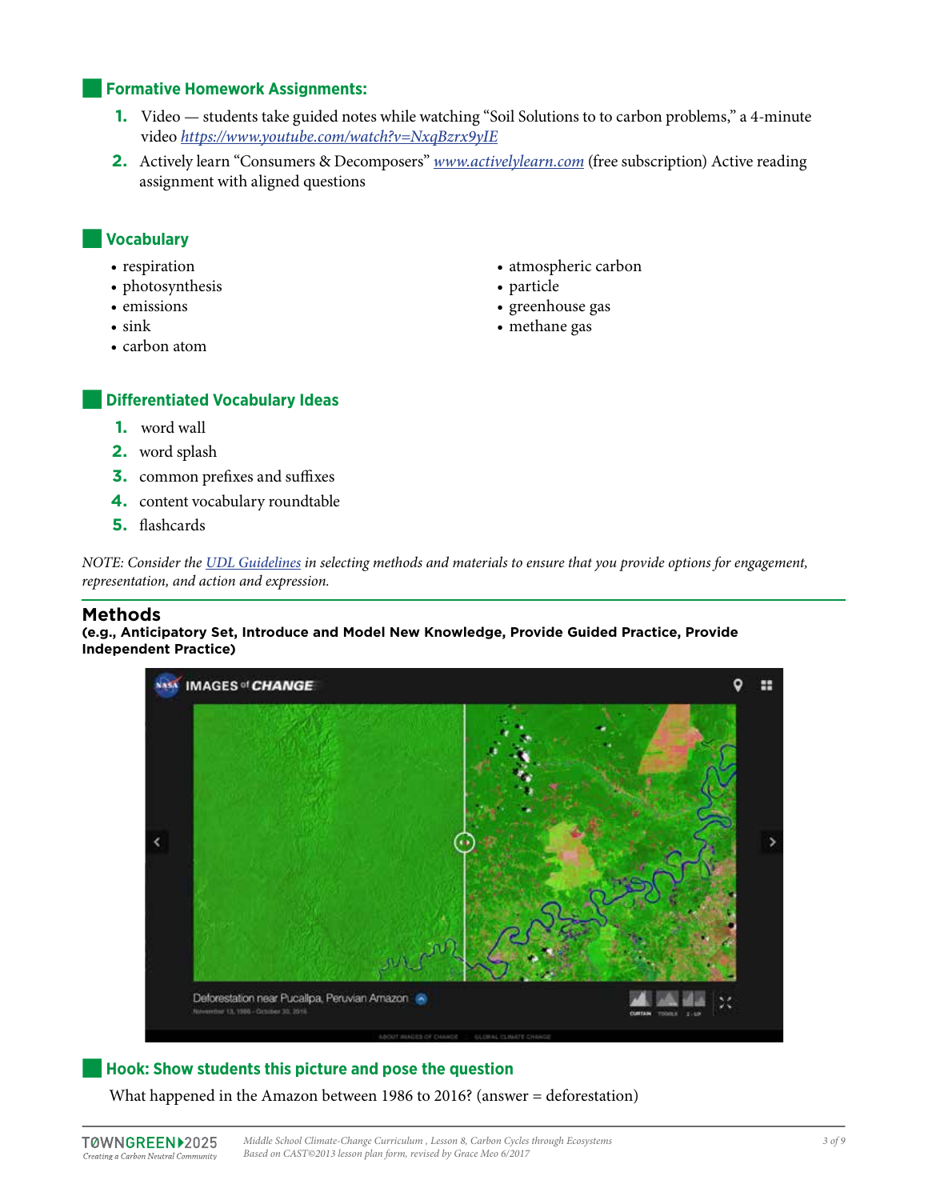## Formative Homework Assignments:

1. Video — students take guided notes while watching "Soil Solutions to to carbon problems," a 4-minute video *https://www.youtube.com/watch?v=NxqBzrx9yIE*
2. Actively learn "Consumers & Decomposers" *www.activelylearn.com* (free subscription) Active reading assignment with aligned questions

## Vocabulary

- respiration
- photosynthesis
- emissions
- sink
- carbon atom
- atmospheric carbon
- particle
- greenhouse gas
- methane gas

## Differentiated Vocabulary Ideas

1. word wall
2. word splash
3. common prefixes and suffixes
4. content vocabulary roundtable
5. flashcards

*NOTE: Consider the UDL Guidelines in selecting methods and materials to ensure that you provide options for engagement, representation, and action and expression.*

## Methods

**(e.g., Anticipatory Set, Introduce and Model New Knowledge, Provide Guided Practice, Provide Independent Practice)**

## Hook: Show students this picture and pose the question

What happened in the Amazon between 1986 to 2016? (answer = deforestation)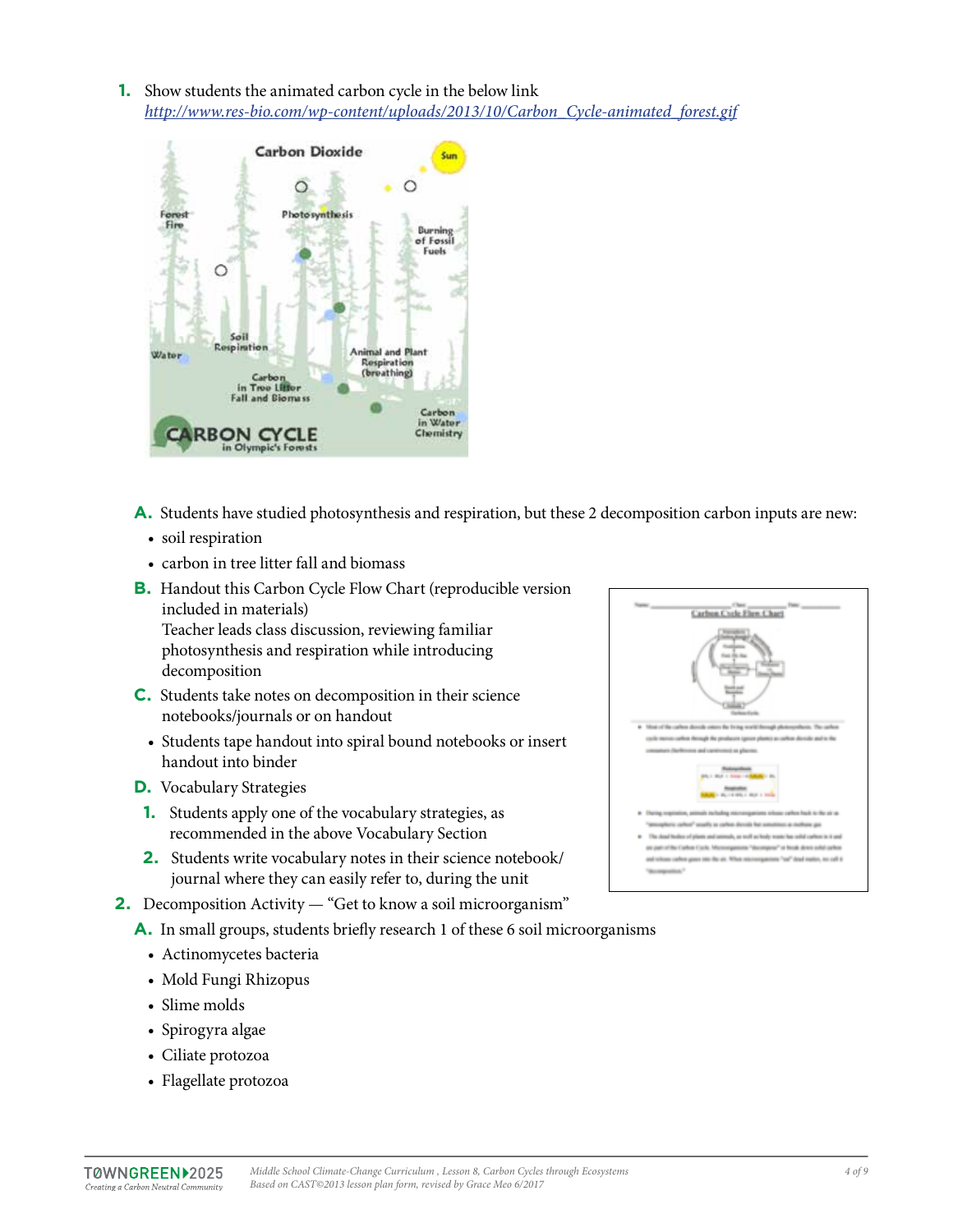1. Show students the animated carbon cycle in the below link
   *[http://www.res-bio.com/wp-content/uploads/2013/10/Carbon_Cycle-animated_forest.gif](http://www.res-bio.com/wp-content/uploads/2013/10/Carbon_Cycle-animated_forest.gif)*

   A. Students have studied photosynthesis and respiration, but these 2 decomposition carbon inputs are new:
      - soil respiration
      - carbon in tree litter fall and biomass

   B. Handout this Carbon Cycle Flow Chart (reproducible version included in materials)
      Teacher leads class discussion, reviewing familiar photosynthesis and respiration while introducing decomposition

   C. Students take notes on decomposition in their science notebooks/journals or on handout
      - Students tape handout into spiral bound notebooks or insert handout into binder

   D. Vocabulary Strategies
      1. Students apply one of the vocabulary strategies, as recommended in the above Vocabulary Section
      2. Students write vocabulary notes in their science notebook/ journal where they can easily refer to, during the unit

2. Decomposition Activity — "Get to know a soil microorganism"

   A. In small groups, students briefly research 1 of these 6 soil microorganisms
      - Actinomycetes bacteria
      - Mold Fungi Rhizopus
      - Slime molds
      - Spirogyra algae
      - Ciliate protozoa
      - Flagellate protozoa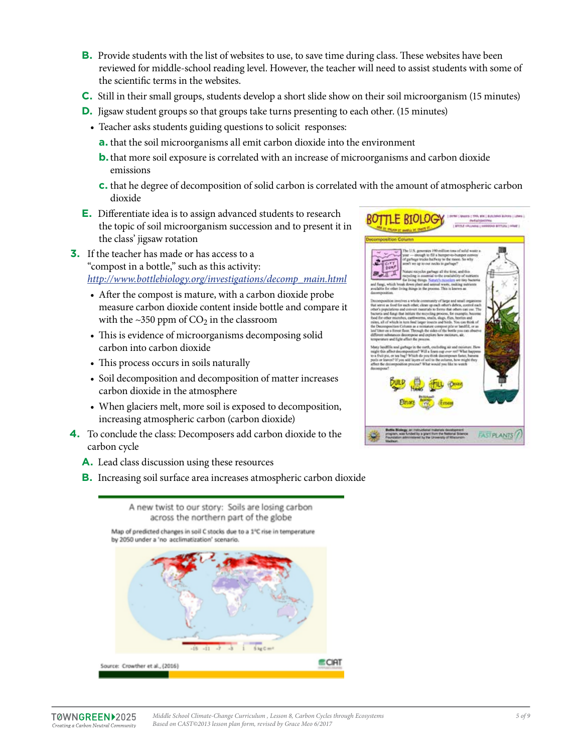B. Provide students with the list of websites to use, to save time during class. These websites have been reviewed for middle-school reading level. However, the teacher will need to assist students with some of the scientific terms in the websites.

C. Still in their small groups, students develop a short slide show on their soil microorganism (15 minutes)

D. Jigsaw student groups so that groups take turns presenting to each other. (15 minutes)

- Teacher asks students guiding questions to solicit responses:
  - a. that the soil microorganisms all emit carbon dioxide into the environment
  - b. that more soil exposure is correlated with an increase of microorganisms and carbon dioxide emissions
  - c. that he degree of decomposition of solid carbon is correlated with the amount of atmospheric carbon dioxide

E. Differentiate idea is to assign advanced students to research the topic of soil microorganism succession and to present it in the class' jigsaw rotation

3. If the teacher has made or has access to a "compost in a bottle," such as this activity: *http://www.bottlebiology.org/investigations/decomp_main.html*

- After the compost is mature, with a carbon dioxide probe measure carbon dioxide content inside bottle and compare it with the ~350 ppm of $CO_2$ in the classroom
- This is evidence of microorganisms decomposing solid carbon into carbon dioxide
- This process occurs in soils naturally
- Soil decomposition and decomposition of matter increases carbon dioxide in the atmosphere
- When glaciers melt, more soil is exposed to decomposition, increasing atmospheric carbon (carbon dioxide)

4. To conclude the class: Decomposers add carbon dioxide to the carbon cycle

A. Lead class discussion using these resources

B. Increasing soil surface area increases atmospheric carbon dioxide

A new twist to our story: Soils are losing carbon across the northern part of the globe

Map of predicted changes in soil C stocks due to a 1°C rise in temperature by 2050 under a 'no acclimatization' scenario.

Source: Crowther et al., (2016)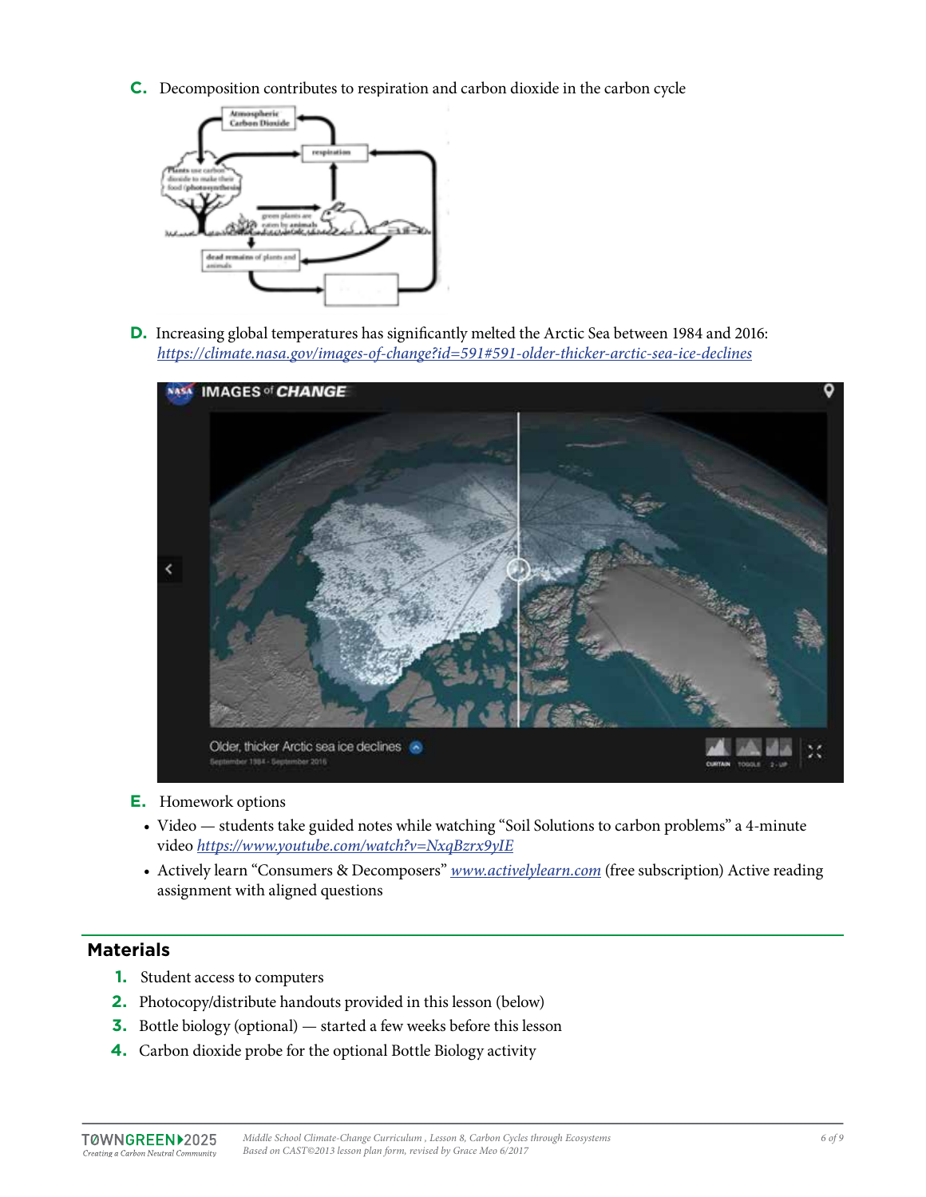**C.** Decomposition contributes to respiration and carbon dioxide in the carbon cycle

**D.** Increasing global temperatures has significantly melted the Arctic Sea between 1984 and 2016: *https://climate.nasa.gov/images-of-change?id=591#591-older-thicker-arctic-sea-ice-declines*

**E.** Homework options

- Video — students take guided notes while watching "Soil Solutions to carbon problems" a 4-minute video *https://www.youtube.com/watch?v=NxqBzrx9yIE*
- Actively learn "Consumers & Decomposers" *www.activelylearn.com* (free subscription) Active reading assignment with aligned questions

## Materials

1. Student access to computers
2. Photocopy/distribute handouts provided in this lesson (below)
3. Bottle biology (optional) — started a few weeks before this lesson
4. Carbon dioxide probe for the optional Bottle Biology activity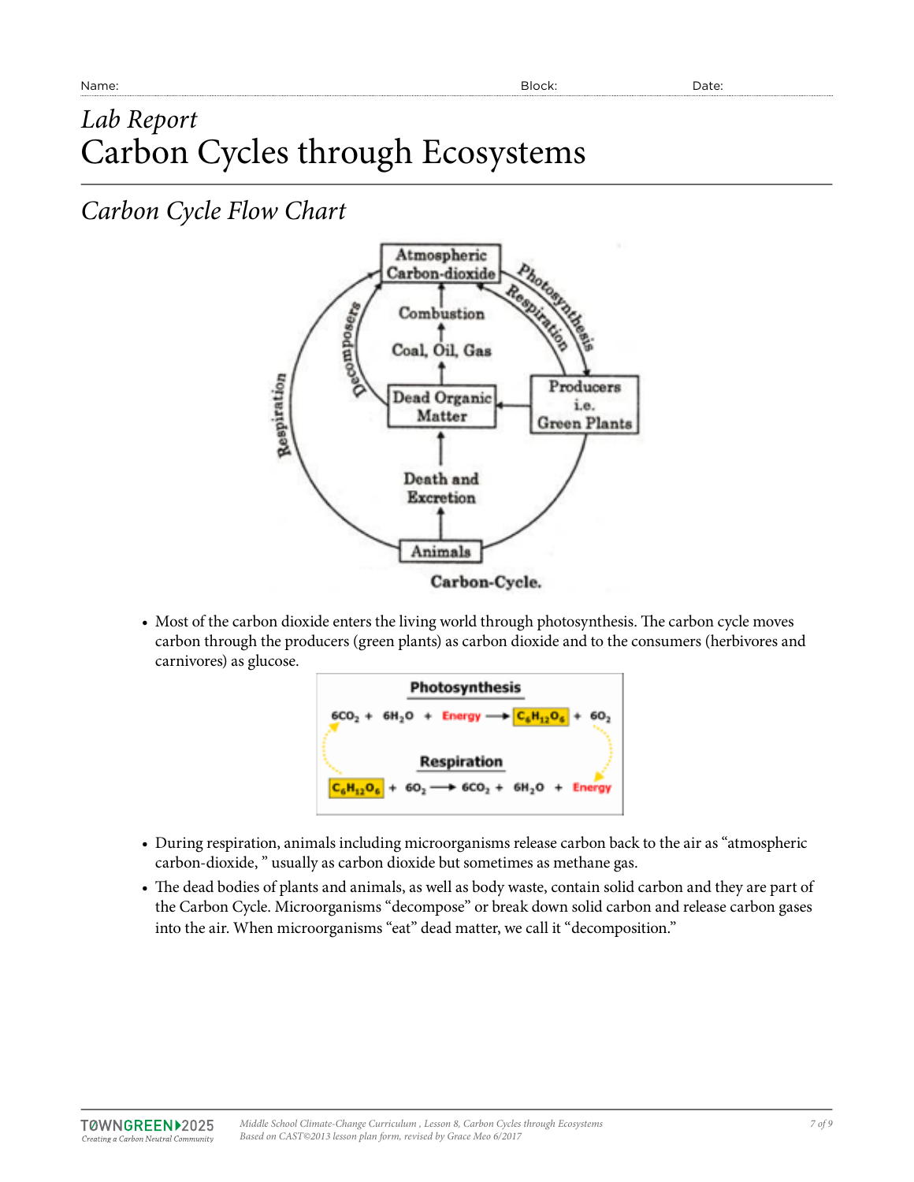Name: Block: Date:

# *Lab Report*
# Carbon Cycles through Ecosystems

## *Carbon Cycle Flow Chart*

Atmospheric Carbon-dioxide

Photosynthesis

Respiration

Combustion

Coal, Oil, Gas

Decomposers

Respiration

Dead Organic Matter

Producers i.e. Green Plants

Death and Excretion

Animals

Carbon-Cycle.

- Most of the carbon dioxide enters the living world through photosynthesis. The carbon cycle moves carbon through the producers (green plants) as carbon dioxide and to the consumers (herbivores and carnivores) as glucose.

**Photosynthesis**

$$6CO_2 + 6H_2O + \text{Energy} \rightarrow C_6H_{12}O_6 + 6O_2$$

**Respiration**

$$C_6H_{12}O_6 + 6O_2 \rightarrow 6CO_2 + 6H_2O + \text{Energy}$$

- During respiration, animals including microorganisms release carbon back to the air as "atmospheric carbon-dioxide, " usually as carbon dioxide but sometimes as methane gas.
- The dead bodies of plants and animals, as well as body waste, contain solid carbon and they are part of the Carbon Cycle. Microorganisms "decompose" or break down solid carbon and release carbon gases into the air. When microorganisms "eat" dead matter, we call it "decomposition."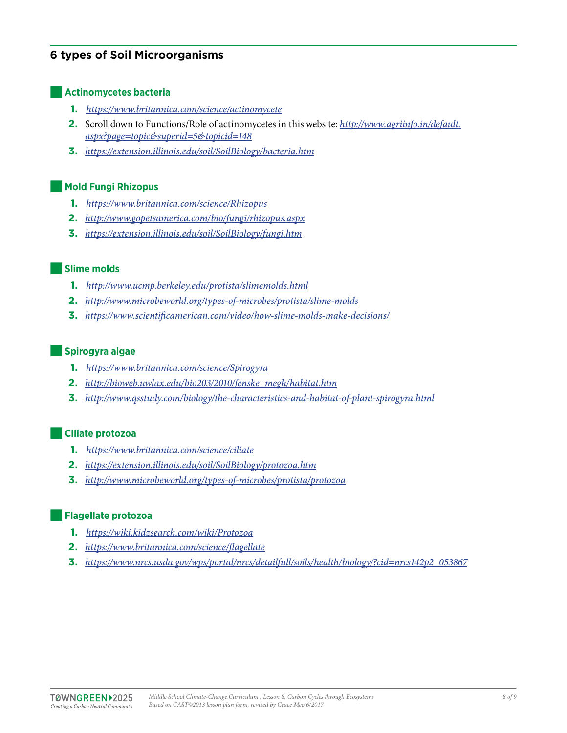## 6 types of Soil Microorganisms

### Actinomycetes bacteria

1. *https://www.britannica.com/science/actinomycete*
2. Scroll down to Functions/Role of actinomycetes in this website: *http://www.agriinfo.in/default.aspx?page=topic&superid=5&topicid=148*
3. *https://extension.illinois.edu/soil/SoilBiology/bacteria.htm*

### Mold Fungi Rhizopus

1. *https://www.britannica.com/science/Rhizopus*
2. *http://www.gopetsamerica.com/bio/fungi/rhizopus.aspx*
3. *https://extension.illinois.edu/soil/SoilBiology/fungi.htm*

### Slime molds

1. *http://www.ucmp.berkeley.edu/protista/slimemolds.html*
2. *http://www.microbeworld.org/types-of-microbes/protista/slime-molds*
3. *https://www.scientificamerican.com/video/how-slime-molds-make-decisions/*

### Spirogyra algae

1. *https://www.britannica.com/science/Spirogyra*
2. *http://bioweb.uwlax.edu/bio203/2010/fenske_megh/habitat.htm*
3. *http://www.qsstudy.com/biology/the-characteristics-and-habitat-of-plant-spirogyra.html*

### Ciliate protozoa

1. *https://www.britannica.com/science/ciliate*
2. *https://extension.illinois.edu/soil/SoilBiology/protozoa.htm*
3. *http://www.microbeworld.org/types-of-microbes/protista/protozoa*

### Flagellate protozoa

1. *https://wiki.kidzsearch.com/wiki/Protozoa*
2. *https://www.britannica.com/science/flagellate*
3. *https://www.nrcs.usda.gov/wps/portal/nrcs/detailfull/soils/health/biology/?cid=nrcs142p2_053867*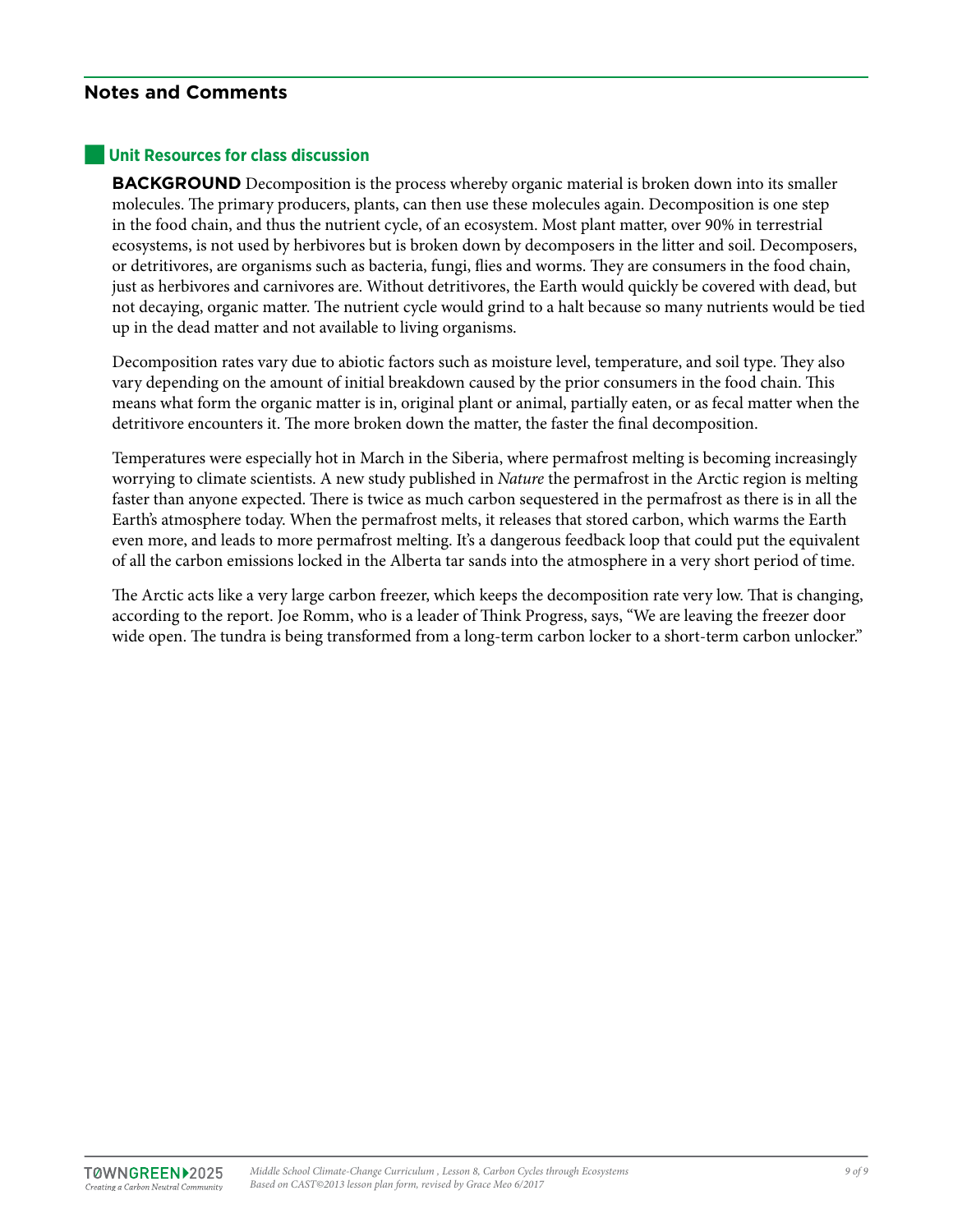## Notes and Comments

### Unit Resources for class discussion

**BACKGROUND** Decomposition is the process whereby organic material is broken down into its smaller molecules. The primary producers, plants, can then use these molecules again. Decomposition is one step in the food chain, and thus the nutrient cycle, of an ecosystem. Most plant matter, over 90% in terrestrial ecosystems, is not used by herbivores but is broken down by decomposers in the litter and soil. Decomposers, or detritivores, are organisms such as bacteria, fungi, flies and worms. They are consumers in the food chain, just as herbivores and carnivores are. Without detritivores, the Earth would quickly be covered with dead, but not decaying, organic matter. The nutrient cycle would grind to a halt because so many nutrients would be tied up in the dead matter and not available to living organisms.

Decomposition rates vary due to abiotic factors such as moisture level, temperature, and soil type. They also vary depending on the amount of initial breakdown caused by the prior consumers in the food chain. This means what form the organic matter is in, original plant or animal, partially eaten, or as fecal matter when the detritivore encounters it. The more broken down the matter, the faster the final decomposition.

Temperatures were especially hot in March in the Siberia, where permafrost melting is becoming increasingly worrying to climate scientists. A new study published in *Nature* the permafrost in the Arctic region is melting faster than anyone expected. There is twice as much carbon sequestered in the permafrost as there is in all the Earth's atmosphere today. When the permafrost melts, it releases that stored carbon, which warms the Earth even more, and leads to more permafrost melting. It's a dangerous feedback loop that could put the equivalent of all the carbon emissions locked in the Alberta tar sands into the atmosphere in a very short period of time.

The Arctic acts like a very large carbon freezer, which keeps the decomposition rate very low. That is changing, according to the report. Joe Romm, who is a leader of Think Progress, says, "We are leaving the freezer door wide open. The tundra is being transformed from a long-term carbon locker to a short-term carbon unlocker."